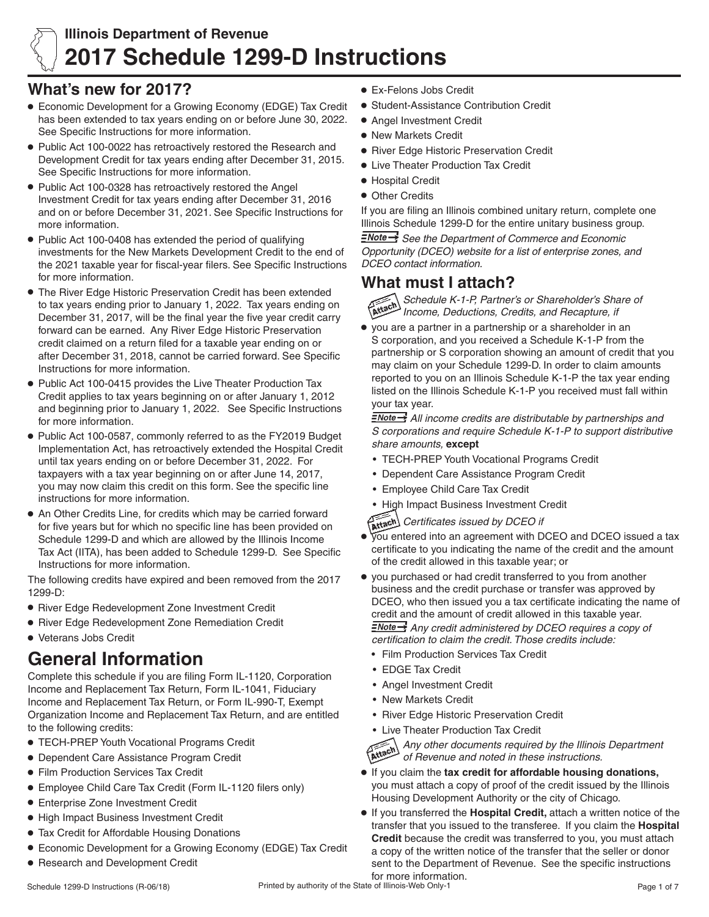Illinois Department of Revenue

# 2017 Schedule 1299-D Instructions

## What's new for 2017?

- Economic Development for a Growing Economy (EDGE) Tax Credit has been extended to tax years ending on or before June 30, 2022. See Specific Instructions for more information.
- Public Act 100-0022 has retroactively restored the Research and Development Credit for tax years ending after December 31, 2015. See Specific Instructions for more information.
- Public Act 100-0328 has retroactively restored the Angel Investment Credit for tax years ending after December 31, 2016 and on or before December 31, 2021. See Specific Instructions for more information.
- Public Act 100-0408 has extended the period of qualifying investments for the New Markets Development Credit to the end of the 2021 taxable year for fiscal-year filers. See Specific Instructions for more information.
- The River Edge Historic Preservation Credit has been extended to tax years ending prior to January 1, 2022. Tax years ending on December 31, 2017, will be the final year the five year credit carry forward can be earned. Any River Edge Historic Preservation credit claimed on a return filed for a taxable year ending on or after December 31, 2018, cannot be carried forward. See Specific Instructions for more information.
- Public Act 100-0415 provides the Live Theater Production Tax Credit applies to tax years beginning on or after January 1, 2012 and beginning prior to January 1, 2022. See Specific Instructions for more information.
- Public Act 100-0587, commonly referred to as the FY2019 Budget Implementation Act, has retroactively extended the Hospital Credit until tax years ending on or before December 31, 2022. For taxpayers with a tax year beginning on or after June 14, 2017, you may now claim this credit on this form. See the specific line instructions for more information.
- An Other Credits Line, for credits which may be carried forward for five years but for which no specific line has been provided on Schedule 1299-D and which are allowed by the Illinois Income Tax Act (IITA), has been added to Schedule 1299-D. See Specific Instructions for more information.

The following credits have expired and been removed from the 2017 1299-D:

- River Edge Redevelopment Zone Investment Credit
- River Edge Redevelopment Zone Remediation Credit
- Veterans Jobs Credit

# General Information

Complete this schedule if you are filing Form IL-1120, Corporation Income and Replacement Tax Return, Form IL-1041, Fiduciary Income and Replacement Tax Return, or Form IL-990-T, Exempt Organization Income and Replacement Tax Return, and are entitled to the following credits:

- TECH-PREP Youth Vocational Programs Credit
- Dependent Care Assistance Program Credit
- Film Production Services Tax Credit
- Employee Child Care Tax Credit (Form IL-1120 filers only)
- Enterprise Zone Investment Credit
- High Impact Business Investment Credit
- Tax Credit for Affordable Housing Donations
- Economic Development for a Growing Economy (EDGE) Tax Credit
- Research and Development Credit
- Ex-Felons Jobs Credit
- Student-Assistance Contribution Credit
- Angel Investment Credit
- New Markets Credit
- River Edge Historic Preservation Credit
- Live Theater Production Tax Credit
- Hospital Credit
- Other Credits

If you are filing an Illinois combined unitary return, complete one Illinois Schedule 1299-D for the entire unitary business group.

**Note** *See the Department of Commerce and Economic Opportunity (DCEO) website for a list of enterprise zones, and DCEO contact information.*

## What must I attach?

**Attach** *Schedule K-1-P, Partner's or Shareholder's Share of Income, Deductions, Credits, and Recapture, if*

- you are a partner in a partnership or a shareholder in an S corporation, and you received a Schedule K-1-P from the partnership or S corporation showing an amount of credit that you may claim on your Schedule 1299-D. In order to claim amounts reported to you on an Illinois Schedule K-1-P the tax year ending listed on the Illinois Schedule K-1-P you received must fall within your tax year.

  **Note** *All income credits are distributable by partnerships and S corporations and require Schedule K-1-P to support distributive share amounts,* **except**
  - TECH-PREP Youth Vocational Programs Credit
  - Dependent Care Assistance Program Credit
  - Employee Child Care Tax Credit
  - High Impact Business Investment Credit

**Attach** *Certificates issued by DCEO if*

- you entered into an agreement with DCEO and DCEO issued a tax certificate to you indicating the name of the credit and the amount of the credit allowed in this taxable year; or
- you purchased or had credit transferred to you from another business and the credit purchase or transfer was approved by DCEO, who then issued you a tax certificate indicating the name of credit and the amount of credit allowed in this taxable year.

  **Note** *Any credit administered by DCEO requires a copy of certification to claim the credit. Those credits include:*
  - Film Production Services Tax Credit
  - EDGE Tax Credit
  - Angel Investment Credit
  - New Markets Credit
  - River Edge Historic Preservation Credit
  - Live Theater Production Tax Credit

**Attach** *Any other documents required by the Illinois Department of Revenue and noted in these instructions.*

- If you claim the **tax credit for affordable housing donations,** you must attach a copy of proof of the credit issued by the Illinois Housing Development Authority or the city of Chicago.
- If you transferred the **Hospital Credit,** attach a written notice of the transfer that you issued to the transferee. If you claim the **Hospital Credit** because the credit was transferred to you, you must attach a copy of the written notice of the transfer that the seller or donor sent to the Department of Revenue. See the specific instructions for more information.

Schedule 1299-D Instructions (R-06/18) Printed by authority of the State of Illinois-Web Only-1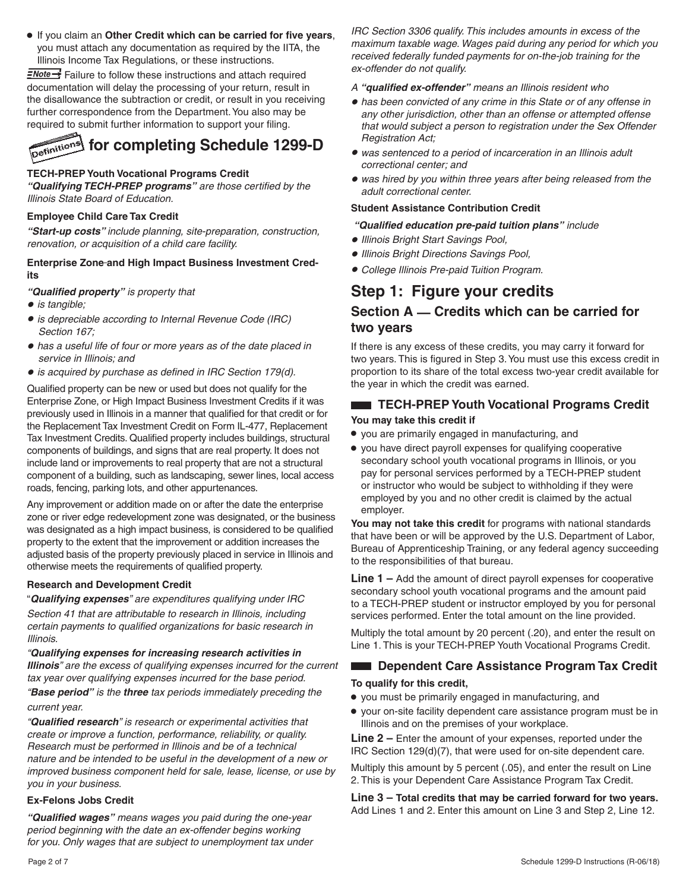- If you claim an **Other Credit which can be carried for five years**, you must attach any documentation as required by the IITA, the Illinois Income Tax Regulations, or these instructions.

**Note →** Failure to follow these instructions and attach required documentation will delay the processing of your return, result in the disallowance the subtraction or credit, or result in you receiving further correspondence from the Department. You also may be required to submit further information to support your filing.

## Definitions for completing Schedule 1299-D

**TECH-PREP Youth Vocational Programs Credit**

***"Qualifying TECH-PREP programs"*** *are those certified by the Illinois State Board of Education.*

**Employee Child Care Tax Credit**

***"Start-up costs"*** *include planning, site-preparation, construction, renovation, or acquisition of a child care facility.*

**Enterprise Zone and High Impact Business Investment Credits**

***"Qualified property"*** *is property that*

- *is tangible;*
- *is depreciable according to Internal Revenue Code (IRC) Section 167;*
- *has a useful life of four or more years as of the date placed in service in Illinois; and*
- *is acquired by purchase as defined in IRC Section 179(d).*

Qualified property can be new or used but does not qualify for the Enterprise Zone, or High Impact Business Investment Credits if it was previously used in Illinois in a manner that qualified for that credit or for the Replacement Tax Investment Credit on Form IL-477, Replacement Tax Investment Credits. Qualified property includes buildings, structural components of buildings, and signs that are real property. It does not include land or improvements to real property that are not a structural component of a building, such as landscaping, sewer lines, local access roads, fencing, parking lots, and other appurtenances.

Any improvement or addition made on or after the date the enterprise zone or river edge redevelopment zone was designated, or the business was designated as a high impact business, is considered to be qualified property to the extent that the improvement or addition increases the adjusted basis of the property previously placed in service in Illinois and otherwise meets the requirements of qualified property.

**Research and Development Credit**

"***Qualifying expenses***" *are expenditures qualifying under IRC Section 41 that are attributable to research in Illinois, including certain payments to qualified organizations for basic research in Illinois.*

*"**Qualifying expenses for increasing research activities in Illinois**" are the excess of qualifying expenses incurred for the current tax year over qualifying expenses incurred for the base period.*

*"**Base period**" is the **three** tax periods immediately preceding the current year.*

*"**Qualified research**" is research or experimental activities that create or improve a function, performance, reliability, or quality. Research must be performed in Illinois and be of a technical nature and be intended to be useful in the development of a new or improved business component held for sale, lease, license, or use by you in your business.*

**Ex-Felons Jobs Credit**

***"Qualified wages"*** *means wages you paid during the one-year period beginning with the date an ex-offender begins working for you. Only wages that are subject to unemployment tax under IRC Section 3306 qualify. This includes amounts in excess of the maximum taxable wage. Wages paid during any period for which you received federally funded payments for on-the-job training for the ex-offender do not qualify.*

*A **"qualified ex-offender"** means an Illinois resident who*

- *has been convicted of any crime in this State or of any offense in any other jurisdiction, other than an offense or attempted offense that would subject a person to registration under the Sex Offender Registration Act;*
- *was sentenced to a period of incarceration in an Illinois adult correctional center; and*
- *was hired by you within three years after being released from the adult correctional center.*

**Student Assistance Contribution Credit**

***"Qualified education pre-paid tuition plans"*** *include*

- *Illinois Bright Start Savings Pool,*
- *Illinois Bright Directions Savings Pool,*
- *College Illinois Pre-paid Tuition Program.*

# Step 1: Figure your credits

## Section A — Credits which can be carried for two years

If there is any excess of these credits, you may carry it forward for two years. This is figured in Step 3. You must use this excess credit in proportion to its share of the total excess two-year credit available for the year in which the credit was earned.

### TECH-PREP Youth Vocational Programs Credit

**You may take this credit if**

- you are primarily engaged in manufacturing, and
- you have direct payroll expenses for qualifying cooperative secondary school youth vocational programs in Illinois, or you pay for personal services performed by a TECH-PREP student or instructor who would be subject to withholding if they were employed by you and no other credit is claimed by the actual employer.

**You may not take this credit** for programs with national standards that have been or will be approved by the U.S. Department of Labor, Bureau of Apprenticeship Training, or any federal agency succeeding to the responsibilities of that bureau.

**Line 1 –** Add the amount of direct payroll expenses for cooperative secondary school youth vocational programs and the amount paid to a TECH-PREP student or instructor employed by you for personal services performed. Enter the total amount on the line provided.

Multiply the total amount by 20 percent (.20), and enter the result on Line 1. This is your TECH-PREP Youth Vocational Programs Credit.

### Dependent Care Assistance Program Tax Credit

**To qualify for this credit,**

- you must be primarily engaged in manufacturing, and
- your on-site facility dependent care assistance program must be in Illinois and on the premises of your workplace.

**Line 2 –** Enter the amount of your expenses, reported under the IRC Section 129(d)(7), that were used for on-site dependent care.

Multiply this amount by 5 percent (.05), and enter the result on Line 2. This is your Dependent Care Assistance Program Tax Credit.

**Line 3 – Total credits that may be carried forward for two years.** Add Lines 1 and 2. Enter this amount on Line 3 and Step 2, Line 12.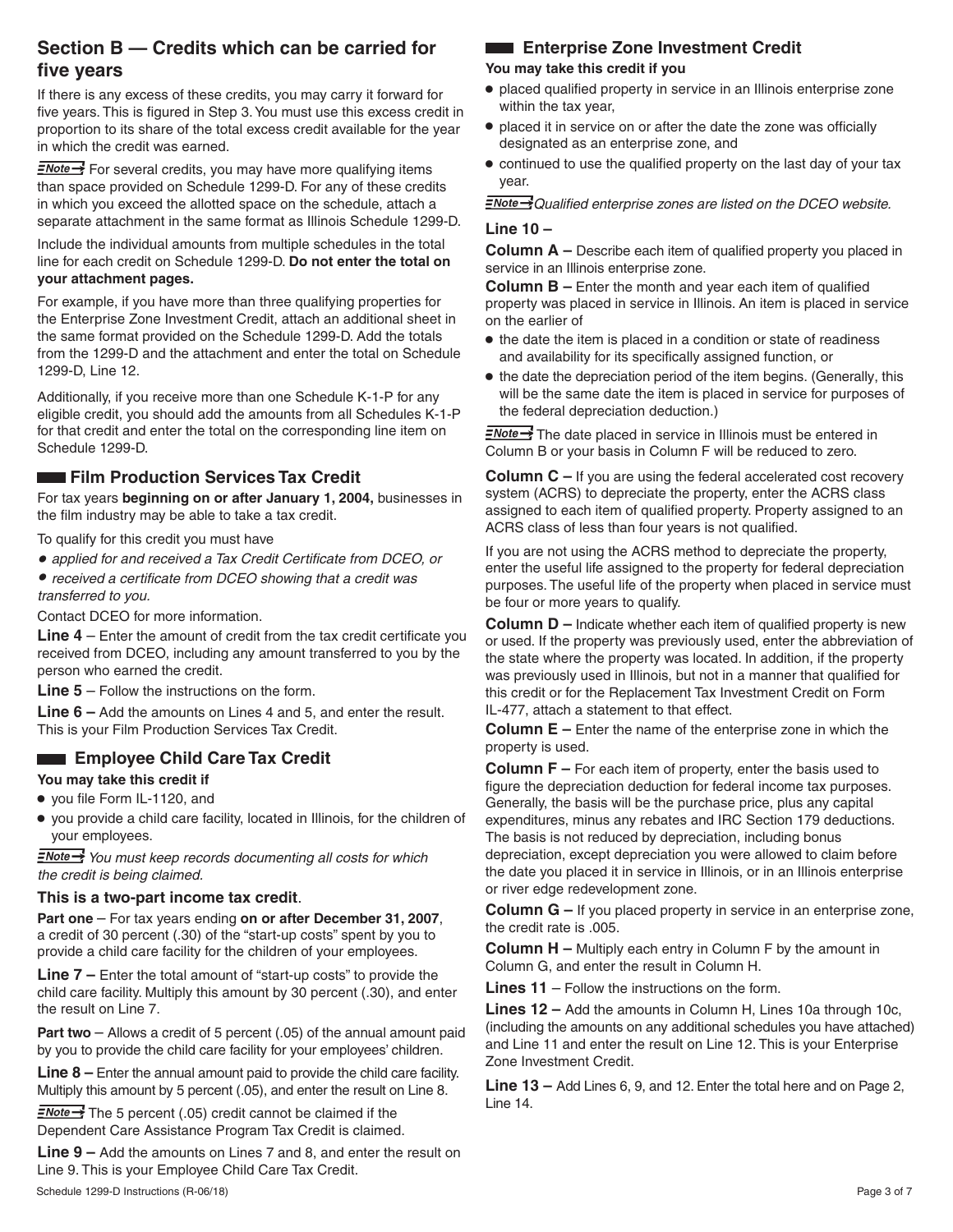## Section B — Credits which can be carried for five years

If there is any excess of these credits, you may carry it forward for five years. This is figured in Step 3. You must use this excess credit in proportion to its share of the total excess credit available for the year in which the credit was earned.

**Note** For several credits, you may have more qualifying items than space provided on Schedule 1299-D. For any of these credits in which you exceed the allotted space on the schedule, attach a separate attachment in the same format as Illinois Schedule 1299-D.

Include the individual amounts from multiple schedules in the total line for each credit on Schedule 1299-D. **Do not enter the total on your attachment pages.**

For example, if you have more than three qualifying properties for the Enterprise Zone Investment Credit, attach an additional sheet in the same format provided on the Schedule 1299-D. Add the totals from the 1299-D and the attachment and enter the total on Schedule 1299-D, Line 12.

Additionally, if you receive more than one Schedule K-1-P for any eligible credit, you should add the amounts from all Schedules K-1-P for that credit and enter the total on the corresponding line item on Schedule 1299-D.

### Film Production Services Tax Credit

For tax years **beginning on or after January 1, 2004,** businesses in the film industry may be able to take a tax credit.

To qualify for this credit you must have

- *applied for and received a Tax Credit Certificate from DCEO, or*
- *received a certificate from DCEO showing that a credit was transferred to you.*

Contact DCEO for more information.

**Line 4** – Enter the amount of credit from the tax credit certificate you received from DCEO, including any amount transferred to you by the person who earned the credit.

**Line 5** – Follow the instructions on the form.

**Line 6 –** Add the amounts on Lines 4 and 5, and enter the result. This is your Film Production Services Tax Credit.

### Employee Child Care Tax Credit

**You may take this credit if**

- you file Form IL-1120, and
- you provide a child care facility, located in Illinois, for the children of your employees.

**Note** *You must keep records documenting all costs for which the credit is being claimed.*

**This is a two-part income tax credit**.

**Part one** – For tax years ending **on or after December 31, 2007**, a credit of 30 percent (.30) of the "start-up costs" spent by you to provide a child care facility for the children of your employees.

**Line 7 –** Enter the total amount of "start-up costs" to provide the child care facility. Multiply this amount by 30 percent (.30), and enter the result on Line 7.

**Part two** – Allows a credit of 5 percent (.05) of the annual amount paid by you to provide the child care facility for your employees' children.

**Line 8 –** Enter the annual amount paid to provide the child care facility. Multiply this amount by 5 percent (.05), and enter the result on Line 8.

**Note** The 5 percent (.05) credit cannot be claimed if the Dependent Care Assistance Program Tax Credit is claimed.

**Line 9 –** Add the amounts on Lines 7 and 8, and enter the result on Line 9. This is your Employee Child Care Tax Credit.

### Enterprise Zone Investment Credit

**You may take this credit if you**

- placed qualified property in service in an Illinois enterprise zone within the tax year,
- placed it in service on or after the date the zone was officially designated as an enterprise zone, and
- continued to use the qualified property on the last day of your tax year.

**Note** *Qualified enterprise zones are listed on the DCEO website.*

**Line 10 –**

**Column A –** Describe each item of qualified property you placed in service in an Illinois enterprise zone.

**Column B –** Enter the month and year each item of qualified property was placed in service in Illinois. An item is placed in service on the earlier of

- the date the item is placed in a condition or state of readiness and availability for its specifically assigned function, or
- the date the depreciation period of the item begins. (Generally, this will be the same date the item is placed in service for purposes of the federal depreciation deduction.)

**Note** The date placed in service in Illinois must be entered in Column B or your basis in Column F will be reduced to zero.

**Column C –** If you are using the federal accelerated cost recovery system (ACRS) to depreciate the property, enter the ACRS class assigned to each item of qualified property. Property assigned to an ACRS class of less than four years is not qualified.

If you are not using the ACRS method to depreciate the property, enter the useful life assigned to the property for federal depreciation purposes. The useful life of the property when placed in service must be four or more years to qualify.

**Column D –** Indicate whether each item of qualified property is new or used. If the property was previously used, enter the abbreviation of the state where the property was located. In addition, if the property was previously used in Illinois, but not in a manner that qualified for this credit or for the Replacement Tax Investment Credit on Form IL-477, attach a statement to that effect.

**Column E –** Enter the name of the enterprise zone in which the property is used.

**Column F –** For each item of property, enter the basis used to figure the depreciation deduction for federal income tax purposes. Generally, the basis will be the purchase price, plus any capital expenditures, minus any rebates and IRC Section 179 deductions. The basis is not reduced by depreciation, including bonus depreciation, except depreciation you were allowed to claim before the date you placed it in service in Illinois, or in an Illinois enterprise or river edge redevelopment zone.

**Column G –** If you placed property in service in an enterprise zone, the credit rate is .005.

**Column H –** Multiply each entry in Column F by the amount in Column G, and enter the result in Column H.

**Lines 11** – Follow the instructions on the form.

**Lines 12 –** Add the amounts in Column H, Lines 10a through 10c, (including the amounts on any additional schedules you have attached) and Line 11 and enter the result on Line 12. This is your Enterprise Zone Investment Credit.

**Line 13 –** Add Lines 6, 9, and 12. Enter the total here and on Page 2, Line 14.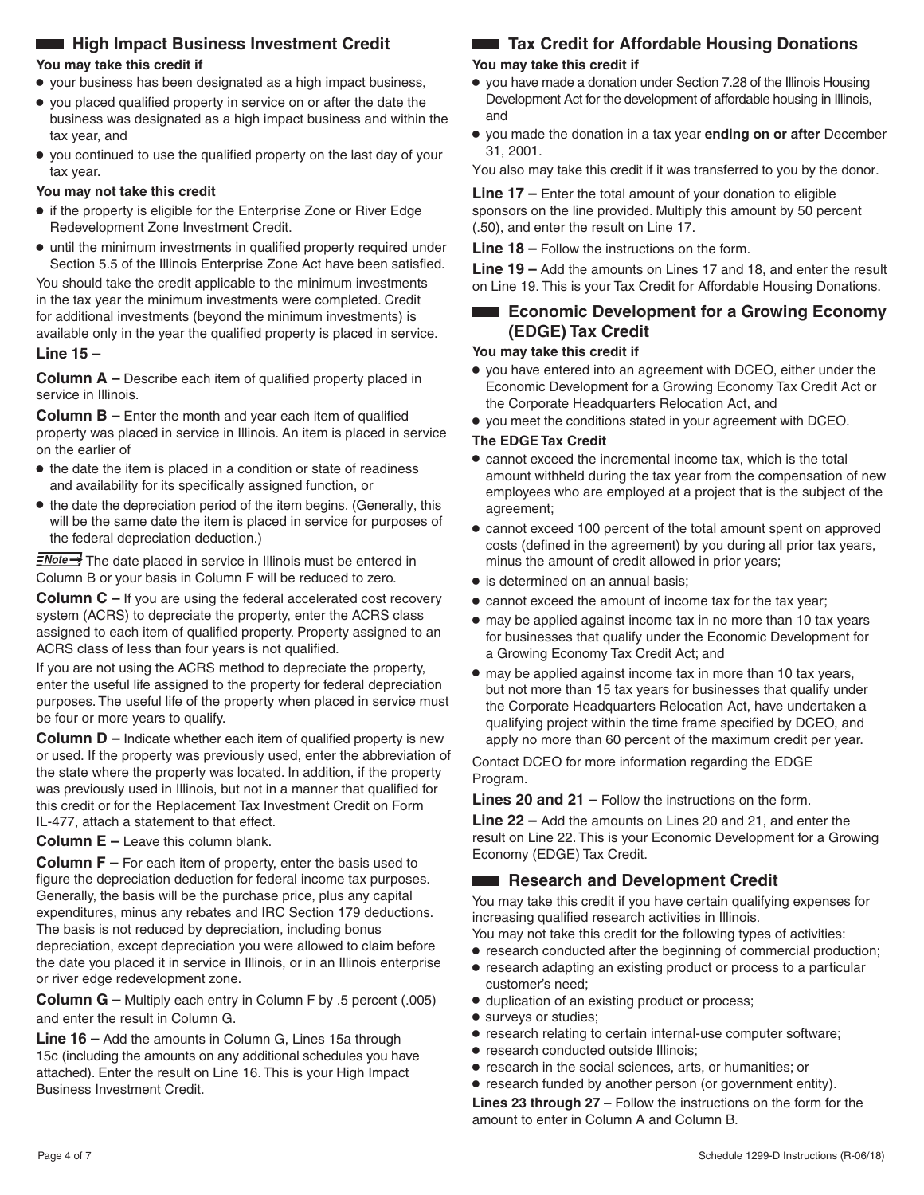## High Impact Business Investment Credit

**You may take this credit if**

- your business has been designated as a high impact business,
- you placed qualified property in service on or after the date the business was designated as a high impact business and within the tax year, and
- you continued to use the qualified property on the last day of your tax year.

**You may not take this credit**

- if the property is eligible for the Enterprise Zone or River Edge Redevelopment Zone Investment Credit.
- until the minimum investments in qualified property required under Section 5.5 of the Illinois Enterprise Zone Act have been satisfied.

You should take the credit applicable to the minimum investments in the tax year the minimum investments were completed. Credit for additional investments (beyond the minimum investments) is available only in the year the qualified property is placed in service.

**Line 15 –**

**Column A –** Describe each item of qualified property placed in service in Illinois.

**Column B –** Enter the month and year each item of qualified property was placed in service in Illinois. An item is placed in service on the earlier of

- the date the item is placed in a condition or state of readiness and availability for its specifically assigned function, or
- the date the depreciation period of the item begins. (Generally, this will be the same date the item is placed in service for purposes of the federal depreciation deduction.)

**Note →** The date placed in service in Illinois must be entered in Column B or your basis in Column F will be reduced to zero.

**Column C –** If you are using the federal accelerated cost recovery system (ACRS) to depreciate the property, enter the ACRS class assigned to each item of qualified property. Property assigned to an ACRS class of less than four years is not qualified.

If you are not using the ACRS method to depreciate the property, enter the useful life assigned to the property for federal depreciation purposes. The useful life of the property when placed in service must be four or more years to qualify.

**Column D –** Indicate whether each item of qualified property is new or used. If the property was previously used, enter the abbreviation of the state where the property was located. In addition, if the property was previously used in Illinois, but not in a manner that qualified for this credit or for the Replacement Tax Investment Credit on Form IL-477, attach a statement to that effect.

**Column E –** Leave this column blank.

**Column F –** For each item of property, enter the basis used to figure the depreciation deduction for federal income tax purposes. Generally, the basis will be the purchase price, plus any capital expenditures, minus any rebates and IRC Section 179 deductions. The basis is not reduced by depreciation, including bonus depreciation, except depreciation you were allowed to claim before the date you placed it in service in Illinois, or in an Illinois enterprise or river edge redevelopment zone.

**Column G –** Multiply each entry in Column F by .5 percent (.005) and enter the result in Column G.

**Line 16 –** Add the amounts in Column G, Lines 15a through 15c (including the amounts on any additional schedules you have attached). Enter the result on Line 16. This is your High Impact Business Investment Credit.

## Tax Credit for Affordable Housing Donations

**You may take this credit if**

- you have made a donation under Section 7.28 of the Illinois Housing Development Act for the development of affordable housing in Illinois, and
- you made the donation in a tax year **ending on or after** December 31, 2001.

You also may take this credit if it was transferred to you by the donor.

**Line 17 –** Enter the total amount of your donation to eligible sponsors on the line provided. Multiply this amount by 50 percent (.50), and enter the result on Line 17.

**Line 18 –** Follow the instructions on the form.

**Line 19 –** Add the amounts on Lines 17 and 18, and enter the result on Line 19. This is your Tax Credit for Affordable Housing Donations.

## Economic Development for a Growing Economy (EDGE) Tax Credit

**You may take this credit if**

- you have entered into an agreement with DCEO, either under the Economic Development for a Growing Economy Tax Credit Act or the Corporate Headquarters Relocation Act, and
- you meet the conditions stated in your agreement with DCEO.

**The EDGE Tax Credit**

- cannot exceed the incremental income tax, which is the total amount withheld during the tax year from the compensation of new employees who are employed at a project that is the subject of the agreement;
- cannot exceed 100 percent of the total amount spent on approved costs (defined in the agreement) by you during all prior tax years, minus the amount of credit allowed in prior years;
- is determined on an annual basis;
- cannot exceed the amount of income tax for the tax year;
- may be applied against income tax in no more than 10 tax years for businesses that qualify under the Economic Development for a Growing Economy Tax Credit Act; and
- may be applied against income tax in more than 10 tax years, but not more than 15 tax years for businesses that qualify under the Corporate Headquarters Relocation Act, have undertaken a qualifying project within the time frame specified by DCEO, and apply no more than 60 percent of the maximum credit per year.

Contact DCEO for more information regarding the EDGE Program.

**Lines 20 and 21 –** Follow the instructions on the form.

**Line 22 –** Add the amounts on Lines 20 and 21, and enter the result on Line 22. This is your Economic Development for a Growing Economy (EDGE) Tax Credit.

## Research and Development Credit

You may take this credit if you have certain qualifying expenses for increasing qualified research activities in Illinois.

You may not take this credit for the following types of activities:

- research conducted after the beginning of commercial production;
- research adapting an existing product or process to a particular customer's need;
- duplication of an existing product or process;
- surveys or studies;
- research relating to certain internal-use computer software;
- research conducted outside Illinois;
- research in the social sciences, arts, or humanities; or
- research funded by another person (or government entity).

**Lines 23 through 27** – Follow the instructions on the form for the amount to enter in Column A and Column B.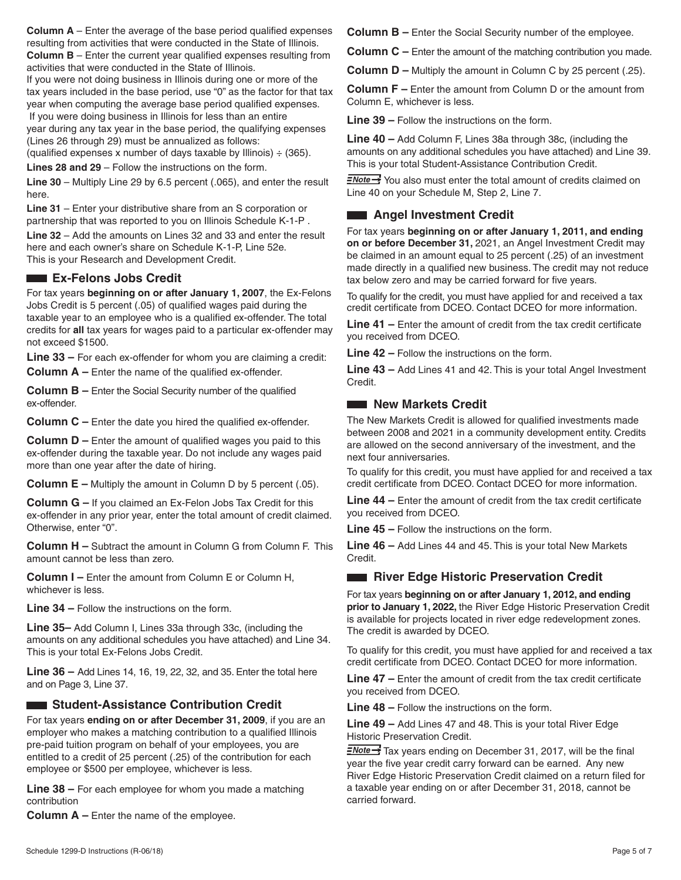**Column A** – Enter the average of the base period qualified expenses resulting from activities that were conducted in the State of Illinois.

**Column B** – Enter the current year qualified expenses resulting from activities that were conducted in the State of Illinois.

If you were not doing business in Illinois during one or more of the tax years included in the base period, use "0" as the factor for that tax year when computing the average base period qualified expenses.

If you were doing business in Illinois for less than an entire year during any tax year in the base period, the qualifying expenses (Lines 26 through 29) must be annualized as follows:

(qualified expenses x number of days taxable by Illinois) ÷ (365).

**Lines 28 and 29** – Follow the instructions on the form.

**Line 30** – Multiply Line 29 by 6.5 percent (.065), and enter the result here.

**Line 31** – Enter your distributive share from an S corporation or partnership that was reported to you on Illinois Schedule K-1-P .

**Line 32** – Add the amounts on Lines 32 and 33 and enter the result here and each owner's share on Schedule K-1-P, Line 52e. This is your Research and Development Credit.

## Ex-Felons Jobs Credit

For tax years **beginning on or after January 1, 2007**, the Ex-Felons Jobs Credit is 5 percent (.05) of qualified wages paid during the taxable year to an employee who is a qualified ex-offender. The total credits for **all** tax years for wages paid to a particular ex-offender may not exceed $1500.

**Line 33 –** For each ex-offender for whom you are claiming a credit:

**Column A –** Enter the name of the qualified ex-offender.

**Column B –** Enter the Social Security number of the qualified ex-offender.

**Column C –** Enter the date you hired the qualified ex-offender.

**Column D –** Enter the amount of qualified wages you paid to this ex-offender during the taxable year. Do not include any wages paid more than one year after the date of hiring.

**Column E –** Multiply the amount in Column D by 5 percent (.05).

**Column G –** If you claimed an Ex-Felon Jobs Tax Credit for this ex-offender in any prior year, enter the total amount of credit claimed. Otherwise, enter "0".

**Column H –** Subtract the amount in Column G from Column F. This amount cannot be less than zero.

**Column I –** Enter the amount from Column E or Column H, whichever is less.

**Line 34 –** Follow the instructions on the form.

**Line 35–** Add Column I, Lines 33a through 33c, (including the amounts on any additional schedules you have attached) and Line 34. This is your total Ex-Felons Jobs Credit.

**Line 36 –** Add Lines 14, 16, 19, 22, 32, and 35. Enter the total here and on Page 3, Line 37.

## Student-Assistance Contribution Credit

For tax years **ending on or after December 31, 2009**, if you are an employer who makes a matching contribution to a qualified Illinois pre-paid tuition program on behalf of your employees, you are entitled to a credit of 25 percent (.25) of the contribution for each employee or $500 per employee, whichever is less.

**Line 38 –** For each employee for whom you made a matching contribution

**Column A –** Enter the name of the employee.

**Column B –** Enter the Social Security number of the employee.

**Column C –** Enter the amount of the matching contribution you made.

**Column D –** Multiply the amount in Column C by 25 percent (.25).

**Column F –** Enter the amount from Column D or the amount from Column E, whichever is less.

**Line 39 –** Follow the instructions on the form.

**Line 40 –** Add Column F, Lines 38a through 38c, (including the amounts on any additional schedules you have attached) and Line 39. This is your total Student-Assistance Contribution Credit.

**Note →** You also must enter the total amount of credits claimed on Line 40 on your Schedule M, Step 2, Line 7.

## Angel Investment Credit

For tax years **beginning on or after January 1, 2011, and ending on or before December 31,** 2021, an Angel Investment Credit may be claimed in an amount equal to 25 percent (.25) of an investment made directly in a qualified new business. The credit may not reduce tax below zero and may be carried forward for five years.

To qualify for the credit, you must have applied for and received a tax credit certificate from DCEO. Contact DCEO for more information.

**Line 41 –** Enter the amount of credit from the tax credit certificate you received from DCEO.

**Line 42 –** Follow the instructions on the form.

**Line 43 –** Add Lines 41 and 42. This is your total Angel Investment Credit.

## New Markets Credit

The New Markets Credit is allowed for qualified investments made between 2008 and 2021 in a community development entity. Credits are allowed on the second anniversary of the investment, and the next four anniversaries.

To qualify for this credit, you must have applied for and received a tax credit certificate from DCEO. Contact DCEO for more information.

**Line 44 –** Enter the amount of credit from the tax credit certificate you received from DCEO.

**Line 45 –** Follow the instructions on the form.

**Line 46 –** Add Lines 44 and 45. This is your total New Markets Credit.

## River Edge Historic Preservation Credit

For tax years **beginning on or after January 1, 2012, and ending prior to January 1, 2022,** the River Edge Historic Preservation Credit is available for projects located in river edge redevelopment zones. The credit is awarded by DCEO.

To qualify for this credit, you must have applied for and received a tax credit certificate from DCEO. Contact DCEO for more information.

**Line 47 –** Enter the amount of credit from the tax credit certificate you received from DCEO.

**Line 48 –** Follow the instructions on the form.

**Line 49 –** Add Lines 47 and 48. This is your total River Edge Historic Preservation Credit.

**Note →** Tax years ending on December 31, 2017, will be the final year the five year credit carry forward can be earned. Any new River Edge Historic Preservation Credit claimed on a return filed for a taxable year ending on or after December 31, 2018, cannot be carried forward.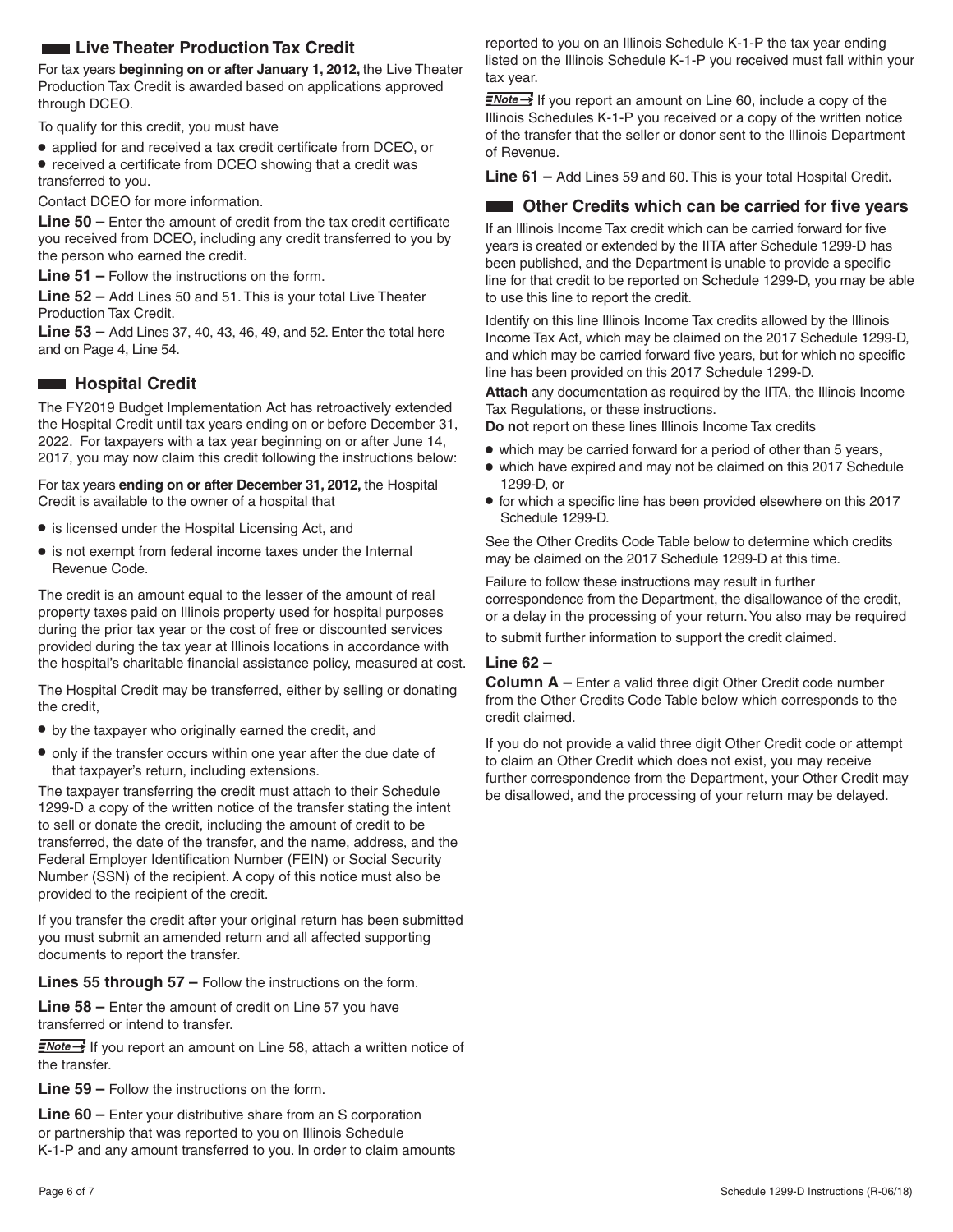## Live Theater Production Tax Credit

For tax years **beginning on or after January 1, 2012,** the Live Theater Production Tax Credit is awarded based on applications approved through DCEO.

To qualify for this credit, you must have

- applied for and received a tax credit certificate from DCEO, or
- received a certificate from DCEO showing that a credit was transferred to you.

Contact DCEO for more information.

**Line 50 –** Enter the amount of credit from the tax credit certificate you received from DCEO, including any credit transferred to you by the person who earned the credit.

**Line 51 –** Follow the instructions on the form.

**Line 52 –** Add Lines 50 and 51. This is your total Live Theater Production Tax Credit.

**Line 53 –** Add Lines 37, 40, 43, 46, 49, and 52. Enter the total here and on Page 4, Line 54.

## Hospital Credit

The FY2019 Budget Implementation Act has retroactively extended the Hospital Credit until tax years ending on or before December 31, 2022. For taxpayers with a tax year beginning on or after June 14, 2017, you may now claim this credit following the instructions below:

For tax years **ending on or after December 31, 2012,** the Hospital Credit is available to the owner of a hospital that

- is licensed under the Hospital Licensing Act, and
- is not exempt from federal income taxes under the Internal Revenue Code.

The credit is an amount equal to the lesser of the amount of real property taxes paid on Illinois property used for hospital purposes during the prior tax year or the cost of free or discounted services provided during the tax year at Illinois locations in accordance with the hospital's charitable financial assistance policy, measured at cost.

The Hospital Credit may be transferred, either by selling or donating the credit,

- by the taxpayer who originally earned the credit, and
- only if the transfer occurs within one year after the due date of that taxpayer's return, including extensions.

The taxpayer transferring the credit must attach to their Schedule 1299-D a copy of the written notice of the transfer stating the intent to sell or donate the credit, including the amount of credit to be transferred, the date of the transfer, and the name, address, and the Federal Employer Identification Number (FEIN) or Social Security Number (SSN) of the recipient. A copy of this notice must also be provided to the recipient of the credit.

If you transfer the credit after your original return has been submitted you must submit an amended return and all affected supporting documents to report the transfer.

**Lines 55 through 57 –** Follow the instructions on the form.

**Line 58 –** Enter the amount of credit on Line 57 you have transferred or intend to transfer.

*Note* If you report an amount on Line 58, attach a written notice of the transfer.

**Line 59 –** Follow the instructions on the form.

**Line 60 –** Enter your distributive share from an S corporation or partnership that was reported to you on Illinois Schedule K-1-P and any amount transferred to you. In order to claim amounts reported to you on an Illinois Schedule K-1-P the tax year ending listed on the Illinois Schedule K-1-P you received must fall within your tax year.

*Note* If you report an amount on Line 60, include a copy of the Illinois Schedules K-1-P you received or a copy of the written notice of the transfer that the seller or donor sent to the Illinois Department of Revenue.

**Line 61 –** Add Lines 59 and 60. This is your total Hospital Credit**.**

## Other Credits which can be carried for five years

If an Illinois Income Tax credit which can be carried forward for five years is created or extended by the IITA after Schedule 1299-D has been published, and the Department is unable to provide a specific line for that credit to be reported on Schedule 1299-D, you may be able to use this line to report the credit.

Identify on this line Illinois Income Tax credits allowed by the Illinois Income Tax Act, which may be claimed on the 2017 Schedule 1299-D, and which may be carried forward five years, but for which no specific line has been provided on this 2017 Schedule 1299-D.

**Attach** any documentation as required by the IITA, the Illinois Income Tax Regulations, or these instructions.

**Do not** report on these lines Illinois Income Tax credits

- which may be carried forward for a period of other than 5 years,
- which have expired and may not be claimed on this 2017 Schedule 1299-D, or
- for which a specific line has been provided elsewhere on this 2017 Schedule 1299-D.

See the Other Credits Code Table below to determine which credits may be claimed on the 2017 Schedule 1299-D at this time.

Failure to follow these instructions may result in further correspondence from the Department, the disallowance of the credit, or a delay in the processing of your return. You also may be required to submit further information to support the credit claimed.

**Line 62 –**

**Column A –** Enter a valid three digit Other Credit code number from the Other Credits Code Table below which corresponds to the credit claimed.

If you do not provide a valid three digit Other Credit code or attempt to claim an Other Credit which does not exist, you may receive further correspondence from the Department, your Other Credit may be disallowed, and the processing of your return may be delayed.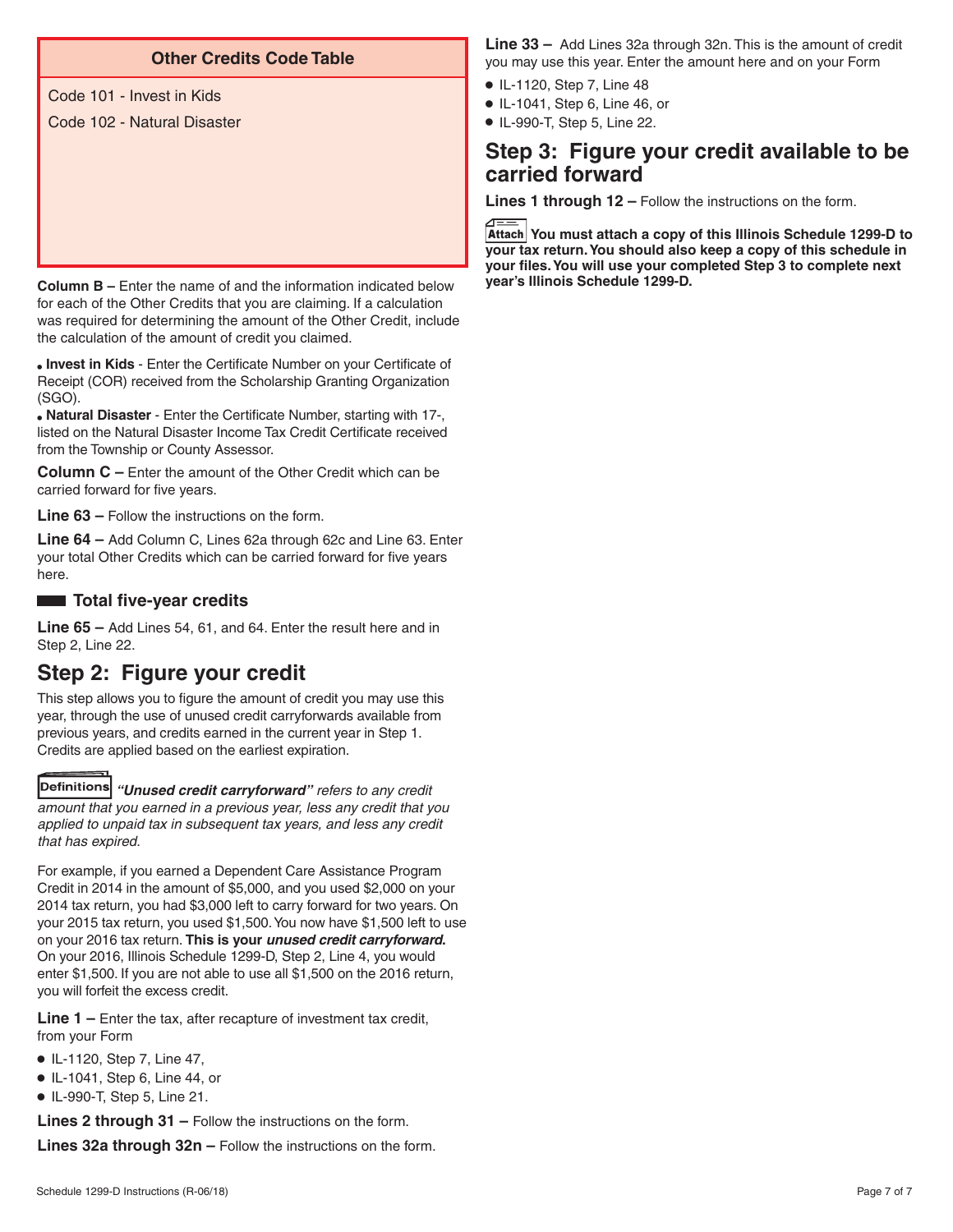| Other Credits Code Table |
| --- |
| Code 101 - Invest in Kids |
| Code 102 - Natural Disaster |

**Column B –** Enter the name of and the information indicated below for each of the Other Credits that you are claiming. If a calculation was required for determining the amount of the Other Credit, include the calculation of the amount of credit you claimed.

- **Invest in Kids** - Enter the Certificate Number on your Certificate of Receipt (COR) received from the Scholarship Granting Organization (SGO).
- **Natural Disaster** - Enter the Certificate Number, starting with 17-, listed on the Natural Disaster Income Tax Credit Certificate received from the Township or County Assessor.

**Column C –** Enter the amount of the Other Credit which can be carried forward for five years.

**Line 63 –** Follow the instructions on the form.

**Line 64 –** Add Column C, Lines 62a through 62c and Line 63. Enter your total Other Credits which can be carried forward for five years here.

### Total five-year credits

**Line 65 –** Add Lines 54, 61, and 64. Enter the result here and in Step 2, Line 22.

## Step 2: Figure your credit

This step allows you to figure the amount of credit you may use this year, through the use of unused credit carryforwards available from previous years, and credits earned in the current year in Step 1. Credits are applied based on the earliest expiration.

Definitions *"**Unused credit carryforward**" refers to any credit amount that you earned in a previous year, less any credit that you applied to unpaid tax in subsequent tax years, and less any credit that has expired.*

For example, if you earned a Dependent Care Assistance Program Credit in 2014 in the amount of $5,000, and you used $2,000 on your 2014 tax return, you had $3,000 left to carry forward for two years. On your 2015 tax return, you used $1,500. You now have $1,500 left to use on your 2016 tax return. **This is your *unused credit carryforward*.** On your 2016, Illinois Schedule 1299-D, Step 2, Line 4, you would enter $1,500. If you are not able to use all $1,500 on the 2016 return, you will forfeit the excess credit.

**Line 1 –** Enter the tax, after recapture of investment tax credit, from your Form

- IL-1120, Step 7, Line 47,
- IL-1041, Step 6, Line 44, or
- IL-990-T, Step 5, Line 21.

**Lines 2 through 31 –** Follow the instructions on the form.

**Lines 32a through 32n –** Follow the instructions on the form.

**Line 33 –** Add Lines 32a through 32n. This is the amount of credit you may use this year. Enter the amount here and on your Form

- IL-1120, Step 7, Line 48
- IL-1041, Step 6, Line 46, or
- IL-990-T, Step 5, Line 22.

## Step 3: Figure your credit available to be carried forward

**Lines 1 through 12 –** Follow the instructions on the form.

Attach **You must attach a copy of this Illinois Schedule 1299-D to your tax return. You should also keep a copy of this schedule in your files. You will use your completed Step 3 to complete next year's Illinois Schedule 1299-D.**